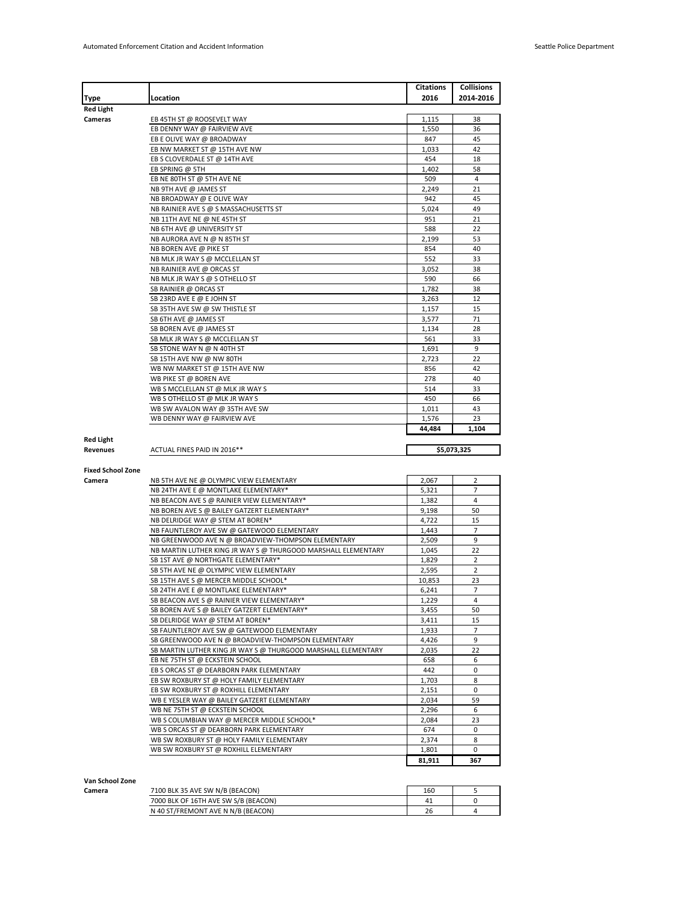| Type | Location | Citations 2016 | Collisions 2014-2016 |
|---|---|---|---|
| **Red Light Cameras** | EB 45TH ST @ ROOSEVELT WAY | 1,115 | 38 |
| | EB DENNY WAY @ FAIRVIEW AVE | 1,550 | 36 |
| | EB E OLIVE WAY @ BROADWAY | 847 | 45 |
| | EB NW MARKET ST @ 15TH AVE NW | 1,033 | 42 |
| | EB S CLOVERDALE ST @ 14TH AVE | 454 | 18 |
| | EB SPRING @ 5TH | 1,402 | 58 |
| | EB NE 80TH ST @ 5TH AVE NE | 509 | 4 |
| | NB 9TH AVE @ JAMES ST | 2,249 | 21 |
| | NB BROADWAY @ E OLIVE WAY | 942 | 45 |
| | NB RAINIER AVE S @ S MASSACHUSETTS ST | 5,024 | 49 |
| | NB 11TH AVE NE @ NE 45TH ST | 951 | 21 |
| | NB 6TH AVE @ UNIVERSITY ST | 588 | 22 |
| | NB AURORA AVE N @ N 85TH ST | 2,199 | 53 |
| | NB BOREN AVE @ PIKE ST | 854 | 40 |
| | NB MLK JR WAY S @ MCCLELLAN ST | 552 | 33 |
| | NB RAINIER AVE @ ORCAS ST | 3,052 | 38 |
| | NB MLK JR WAY S @ S OTHELLO ST | 590 | 66 |
| | SB RAINIER @ ORCAS ST | 1,782 | 38 |
| | SB 23RD AVE E @ E JOHN ST | 3,263 | 12 |
| | SB 35TH AVE SW @ SW THISTLE ST | 1,157 | 15 |
| | SB 6TH AVE @ JAMES ST | 3,577 | 71 |
| | SB BOREN AVE @ JAMES ST | 1,134 | 28 |
| | SB MLK JR WAY S @ MCCLELLAN ST | 561 | 33 |
| | SB STONE WAY N @ N 40TH ST | 1,691 | 9 |
| | SB 15TH AVE NW @ NW 80TH | 2,723 | 22 |
| | WB NW MARKET ST @ 15TH AVE NW | 856 | 42 |
| | WB PIKE ST @ BOREN AVE | 278 | 40 |
| | WB S MCCLELLAN ST @ MLK JR WAY S | 514 | 33 |
| | WB S OTHELLO ST @ MLK JR WAY S | 450 | 66 |
| | WB SW AVALON WAY @ 35TH AVE SW | 1,011 | 43 |
| | WB DENNY WAY @ FAIRVIEW AVE | 1,576 | 23 |
| | | **44,484** | **1,104** |
| **Red Light Revenues** | ACTUAL FINES PAID IN 2016** | **$5,073,325** | |
| **Fixed School Zone Camera** | NB 5TH AVE NE @ OLYMPIC VIEW ELEMENTARY | 2,067 | 2 |
| | NB 24TH AVE E @ MONTLAKE ELEMENTARY* | 5,321 | 7 |
| | NB BEACON AVE S @ RAINIER VIEW ELEMENTARY* | 1,382 | 4 |
| | NB BOREN AVE S @ BAILEY GATZERT ELEMENTARY* | 9,198 | 50 |
| | NB DELRIDGE WAY @ STEM AT BOREN* | 4,722 | 15 |
| | NB FAUNTLEROY AVE SW @ GATEWOOD ELEMENTARY | 1,443 | 7 |
| | NB GREENWOOD AVE N @ BROADVIEW-THOMPSON ELEMENTARY | 2,509 | 9 |
| | NB MARTIN LUTHER KING JR WAY S @ THURGOOD MARSHALL ELEMENTARY | 1,045 | 22 |
| | SB 1ST AVE @ NORTHGATE ELEMENTARY* | 1,829 | 2 |
| | SB 5TH AVE NE @ OLYMPIC VIEW ELEMENTARY | 2,595 | 2 |
| | SB 15TH AVE S @ MERCER MIDDLE SCHOOL* | 10,853 | 23 |
| | SB 24TH AVE E @ MONTLAKE ELEMENTARY* | 6,241 | 7 |
| | SB BEACON AVE S @ RAINIER VIEW ELEMENTARY* | 1,229 | 4 |
| | SB BOREN AVE S @ BAILEY GATZERT ELEMENTARY* | 3,455 | 50 |
| | SB DELRIDGE WAY @ STEM AT BOREN* | 3,411 | 15 |
| | SB FAUNTLEROY AVE SW @ GATEWOOD ELEMENTARY | 1,933 | 7 |
| | SB GREENWOOD AVE N @ BROADVIEW-THOMPSON ELEMENTARY | 4,426 | 9 |
| | SB MARTIN LUTHER KING JR WAY S @ THURGOOD MARSHALL ELEMENTARY | 2,035 | 22 |
| | EB NE 75TH ST @ ECKSTEIN SCHOOL | 658 | 6 |
| | EB S ORCAS ST @ DEARBORN PARK ELEMENTARY | 442 | 0 |
| | EB SW ROXBURY ST @ HOLY FAMILY ELEMENTARY | 1,703 | 8 |
| | EB SW ROXBURY ST @ ROXHILL ELEMENTARY | 2,151 | 0 |
| | WB E YESLER WAY @ BAILEY GATZERT ELEMENTARY | 2,034 | 59 |
| | WB NE 75TH ST @ ECKSTEIN SCHOOL | 2,296 | 6 |
| | WB S COLUMBIAN WAY @ MERCER MIDDLE SCHOOL* | 2,084 | 23 |
| | WB S ORCAS ST @ DEARBORN PARK ELEMENTARY | 674 | 0 |
| | WB SW ROXBURY ST @ HOLY FAMILY ELEMENTARY | 2,374 | 8 |
| | WB SW ROXBURY ST @ ROXHILL ELEMENTARY | 1,801 | 0 |
| | | **81,911** | **367** |
| **Van School Zone Camera** | 7100 BLK 35 AVE SW N/B (BEACON) | 160 | 5 |
| | 7000 BLK OF 16TH AVE SW S/B (BEACON) | 41 | 0 |
| | N 40 ST/FREMONT AVE N N/B (BEACON) | 26 | 4 |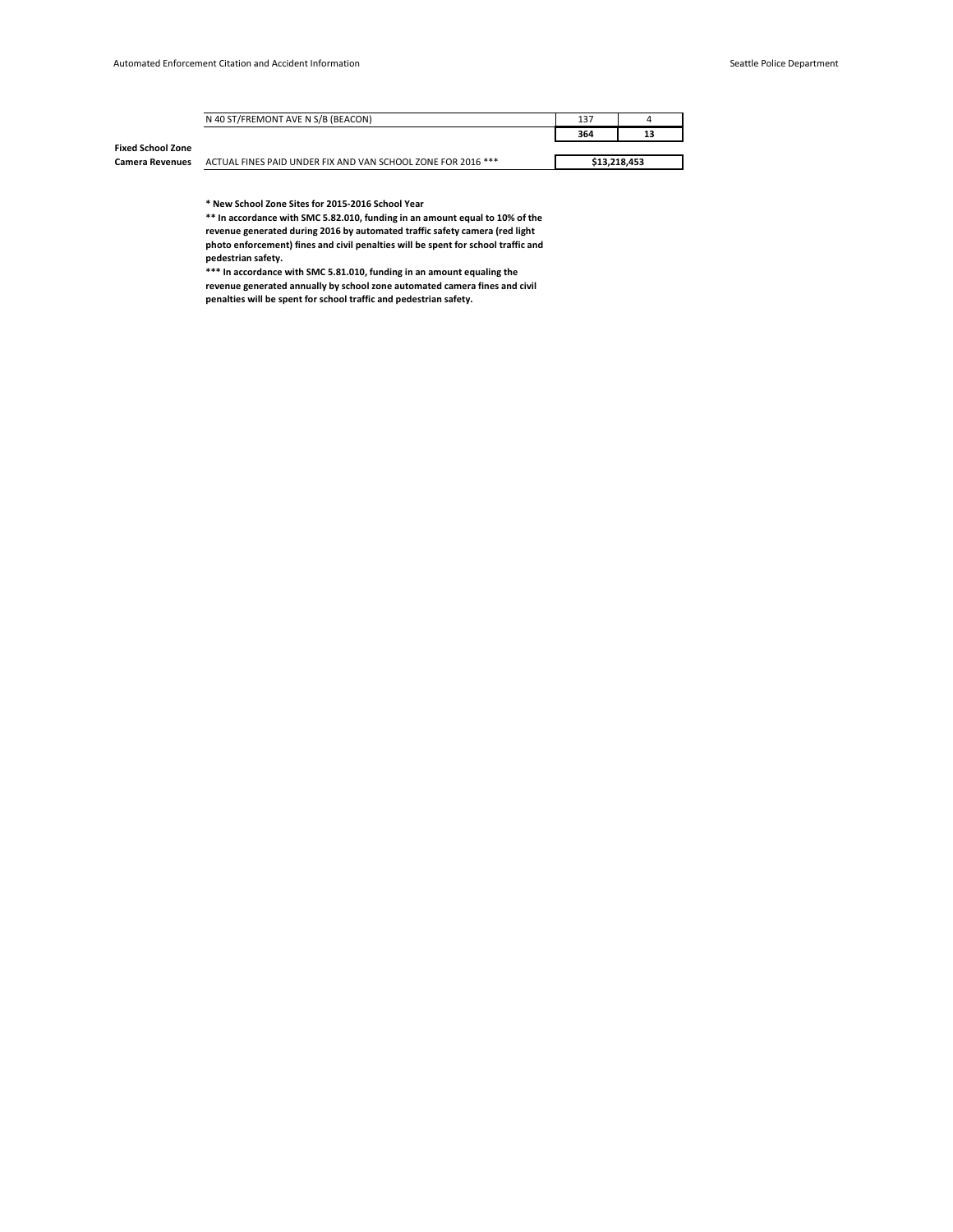| | | | |
|---|---|---|---|
| | N 40 ST/FREMONT AVE N S/B (BEACON) | 137 | 4 |
| | | **364** | **13** |
| **Fixed School Zone Camera Revenues** | ACTUAL FINES PAID UNDER FIX AND VAN SCHOOL ZONE FOR 2016 *** | **$13,218,453** | |

**\* New School Zone Sites for 2015-2016 School Year**

**\*\* In accordance with SMC 5.82.010, funding in an amount equal to 10% of the revenue generated during 2016 by automated traffic safety camera (red light photo enforcement) fines and civil penalties will be spent for school traffic and pedestrian safety.**

**\*\*\* In accordance with SMC 5.81.010, funding in an amount equaling the revenue generated annually by school zone automated camera fines and civil penalties will be spent for school traffic and pedestrian safety.**